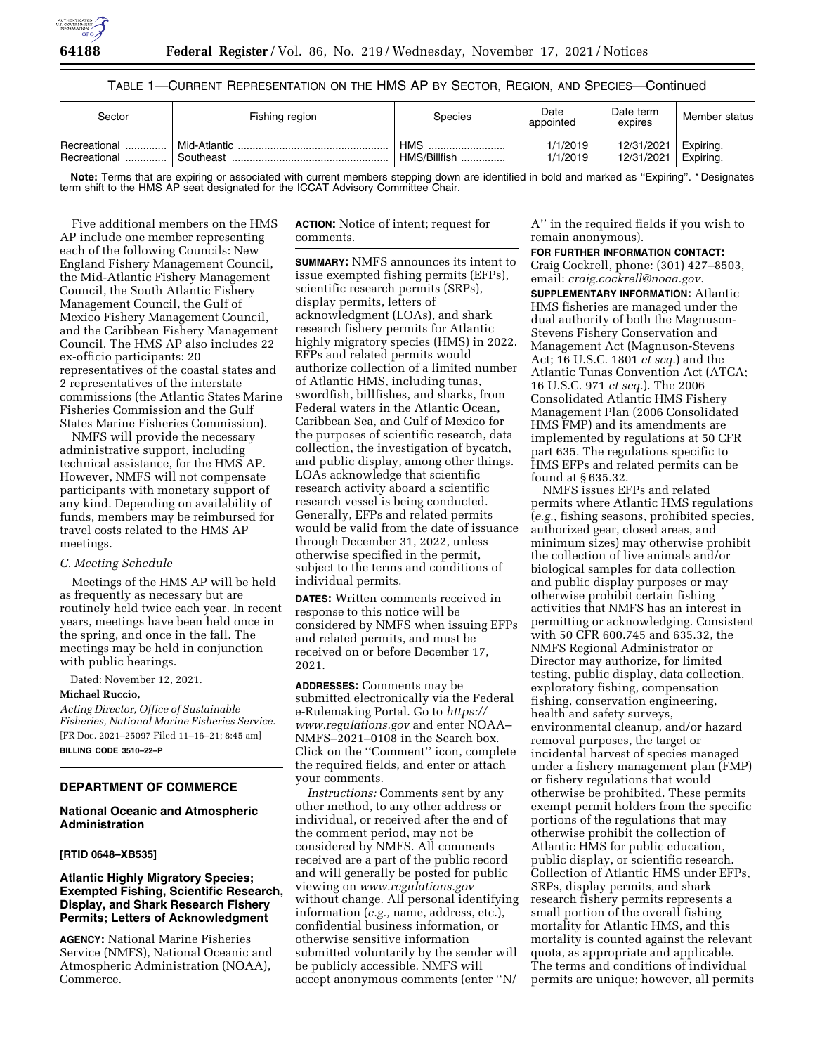TABLE 1—CURRENT REPRESENTATION ON THE HMS AP BY SECTOR, REGION, AND SPECIES—Continued

| Sector | Fishing region | Species | Date appointed | Date term expires | Member status |
|---|---|---|---|---|---|
| Recreational | Mid-Atlantic | HMS | 1/1/2019 | 12/31/2021 | Expiring. |
| Recreational | Southeast | HMS/Billfish | 1/1/2019 | 12/31/2021 | Expiring. |

**Note:** Terms that are expiring or associated with current members stepping down are identified in bold and marked as "Expiring". * Designates term shift to the HMS AP seat designated for the ICCAT Advisory Committee Chair.

Five additional members on the HMS AP include one member representing each of the following Councils: New England Fishery Management Council, the Mid-Atlantic Fishery Management Council, the South Atlantic Fishery Management Council, the Gulf of Mexico Fishery Management Council, and the Caribbean Fishery Management Council. The HMS AP also includes 22 ex-officio participants: 20 representatives of the coastal states and 2 representatives of the interstate commissions (the Atlantic States Marine Fisheries Commission and the Gulf States Marine Fisheries Commission).

NMFS will provide the necessary administrative support, including technical assistance, for the HMS AP. However, NMFS will not compensate participants with monetary support of any kind. Depending on availability of funds, members may be reimbursed for travel costs related to the HMS AP meetings.

*C. Meeting Schedule*

Meetings of the HMS AP will be held as frequently as necessary but are routinely held twice each year. In recent years, meetings have been held once in the spring, and once in the fall. The meetings may be held in conjunction with public hearings.

Dated: November 12, 2021.

**Michael Ruccio,**

*Acting Director, Office of Sustainable Fisheries, National Marine Fisheries Service.*

[FR Doc. 2021–25097 Filed 11–16–21; 8:45 am]

**BILLING CODE 3510–22–P**

## DEPARTMENT OF COMMERCE

### National Oceanic and Atmospheric Administration

**[RTID 0648–XB535]**

### Atlantic Highly Migratory Species; Exempted Fishing, Scientific Research, Display, and Shark Research Fishery Permits; Letters of Acknowledgment

**AGENCY:** National Marine Fisheries Service (NMFS), National Oceanic and Atmospheric Administration (NOAA), Commerce.

**ACTION:** Notice of intent; request for comments.

**SUMMARY:** NMFS announces its intent to issue exempted fishing permits (EFPs), scientific research permits (SRPs), display permits, letters of acknowledgment (LOAs), and shark research fishery permits for Atlantic highly migratory species (HMS) in 2022. EFPs and related permits would authorize collection of a limited number of Atlantic HMS, including tunas, swordfish, billfishes, and sharks, from Federal waters in the Atlantic Ocean, Caribbean Sea, and Gulf of Mexico for the purposes of scientific research, data collection, the investigation of bycatch, and public display, among other things. LOAs acknowledge that scientific research activity aboard a scientific research vessel is being conducted. Generally, EFPs and related permits would be valid from the date of issuance through December 31, 2022, unless otherwise specified in the permit, subject to the terms and conditions of individual permits.

**DATES:** Written comments received in response to this notice will be considered by NMFS when issuing EFPs and related permits, and must be received on or before December 17, 2021.

**ADDRESSES:** Comments may be submitted electronically via the Federal e-Rulemaking Portal. Go to *https://www.regulations.gov* and enter NOAA–NMFS–2021–0108 in the Search box. Click on the "Comment" icon, complete the required fields, and enter or attach your comments.

*Instructions:* Comments sent by any other method, to any other address or individual, or received after the end of the comment period, may not be considered by NMFS. All comments received are a part of the public record and will generally be posted for public viewing on *www.regulations.gov* without change. All personal identifying information (*e.g.,* name, address, etc.), confidential business information, or otherwise sensitive information submitted voluntarily by the sender will be publicly accessible. NMFS will accept anonymous comments (enter "N/A" in the required fields if you wish to remain anonymous).

**FOR FURTHER INFORMATION CONTACT:** Craig Cockrell, phone: (301) 427–8503, email: *craig.cockrell@noaa.gov.*

**SUPPLEMENTARY INFORMATION:** Atlantic HMS fisheries are managed under the dual authority of both the Magnuson-Stevens Fishery Conservation and Management Act (Magnuson-Stevens Act; 16 U.S.C. 1801 *et seq.*) and the Atlantic Tunas Convention Act (ATCA; 16 U.S.C. 971 *et seq.*). The 2006 Consolidated Atlantic HMS Fishery Management Plan (2006 Consolidated HMS FMP) and its amendments are implemented by regulations at 50 CFR part 635. The regulations specific to HMS EFPs and related permits can be found at § 635.32.

NMFS issues EFPs and related permits where Atlantic HMS regulations (*e.g.,* fishing seasons, prohibited species, authorized gear, closed areas, and minimum sizes) may otherwise prohibit the collection of live animals and/or biological samples for data collection and public display purposes or may otherwise prohibit certain fishing activities that NMFS has an interest in permitting or acknowledging. Consistent with 50 CFR 600.745 and 635.32, the NMFS Regional Administrator or Director may authorize, for limited testing, public display, data collection, exploratory fishing, compensation fishing, conservation engineering, health and safety surveys, environmental cleanup, and/or hazard removal purposes, the target or incidental harvest of species managed under a fishery management plan (FMP) or fishery regulations that would otherwise be prohibited. These permits exempt permit holders from the specific portions of the regulations that may otherwise prohibit the collection of Atlantic HMS for public education, public display, or scientific research. Collection of Atlantic HMS under EFPs, SRPs, display permits, and shark research fishery permits represents a small portion of the overall fishing mortality for Atlantic HMS, and this mortality is counted against the relevant quota, as appropriate and applicable. The terms and conditions of individual permits are unique; however, all permits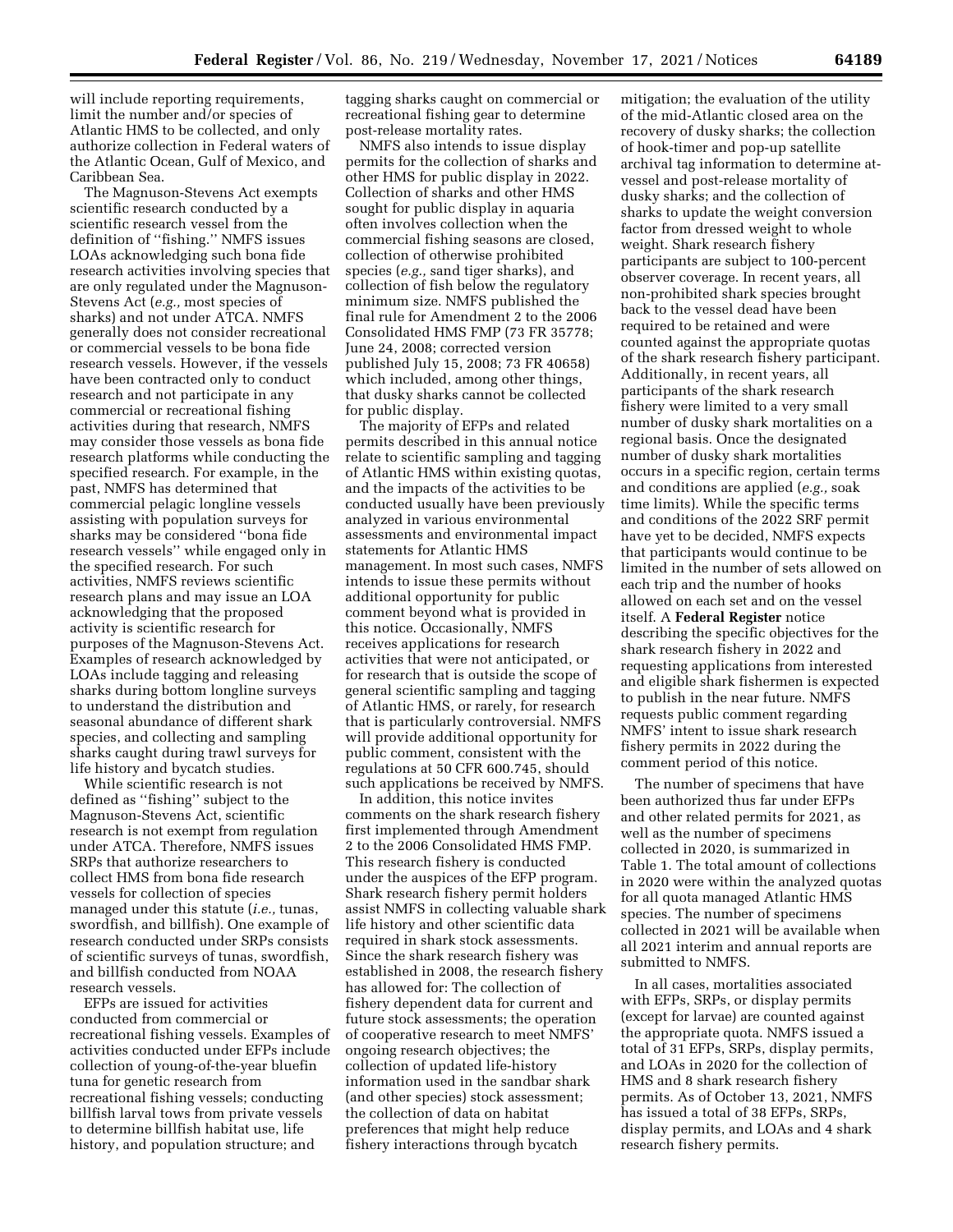will include reporting requirements, limit the number and/or species of Atlantic HMS to be collected, and only authorize collection in Federal waters of the Atlantic Ocean, Gulf of Mexico, and Caribbean Sea.

The Magnuson-Stevens Act exempts scientific research conducted by a scientific research vessel from the definition of "fishing." NMFS issues LOAs acknowledging such bona fide research activities involving species that are only regulated under the Magnuson-Stevens Act (*e.g.,* most species of sharks) and not under ATCA. NMFS generally does not consider recreational or commercial vessels to be bona fide research vessels. However, if the vessels have been contracted only to conduct research and not participate in any commercial or recreational fishing activities during that research, NMFS may consider those vessels as bona fide research platforms while conducting the specified research. For example, in the past, NMFS has determined that commercial pelagic longline vessels assisting with population surveys for sharks may be considered "bona fide research vessels" while engaged only in the specified research. For such activities, NMFS reviews scientific research plans and may issue an LOA acknowledging that the proposed activity is scientific research for purposes of the Magnuson-Stevens Act. Examples of research acknowledged by LOAs include tagging and releasing sharks during bottom longline surveys to understand the distribution and seasonal abundance of different shark species, and collecting and sampling sharks caught during trawl surveys for life history and bycatch studies.

While scientific research is not defined as "fishing" subject to the Magnuson-Stevens Act, scientific research is not exempt from regulation under ATCA. Therefore, NMFS issues SRPs that authorize researchers to collect HMS from bona fide research vessels for collection of species managed under this statute (*i.e.,* tunas, swordfish, and billfish). One example of research conducted under SRPs consists of scientific surveys of tunas, swordfish, and billfish conducted from NOAA research vessels.

EFPs are issued for activities conducted from commercial or recreational fishing vessels. Examples of activities conducted under EFPs include collection of young-of-the-year bluefin tuna for genetic research from recreational fishing vessels; conducting billfish larval tows from private vessels to determine billfish habitat use, life history, and population structure; and tagging sharks caught on commercial or recreational fishing gear to determine post-release mortality rates.

NMFS also intends to issue display permits for the collection of sharks and other HMS for public display in 2022. Collection of sharks and other HMS sought for public display in aquaria often involves collection when the commercial fishing seasons are closed, collection of otherwise prohibited species (*e.g.,* sand tiger sharks), and collection of fish below the regulatory minimum size. NMFS published the final rule for Amendment 2 to the 2006 Consolidated HMS FMP (73 FR 35778; June 24, 2008; corrected version published July 15, 2008; 73 FR 40658) which included, among other things, that dusky sharks cannot be collected for public display.

The majority of EFPs and related permits described in this annual notice relate to scientific sampling and tagging of Atlantic HMS within existing quotas, and the impacts of the activities to be conducted usually have been previously analyzed in various environmental assessments and environmental impact statements for Atlantic HMS management. In most such cases, NMFS intends to issue these permits without additional opportunity for public comment beyond what is provided in this notice. Occasionally, NMFS receives applications for research activities that were not anticipated, or for research that is outside the scope of general scientific sampling and tagging of Atlantic HMS, or rarely, for research that is particularly controversial. NMFS will provide additional opportunity for public comment, consistent with the regulations at 50 CFR 600.745, should such applications be received by NMFS.

In addition, this notice invites comments on the shark research fishery first implemented through Amendment 2 to the 2006 Consolidated HMS FMP. This research fishery is conducted under the auspices of the EFP program. Shark research fishery permit holders assist NMFS in collecting valuable shark life history and other scientific data required in shark stock assessments. Since the shark research fishery was established in 2008, the research fishery has allowed for: The collection of fishery dependent data for current and future stock assessments; the operation of cooperative research to meet NMFS' ongoing research objectives; the collection of updated life-history information used in the sandbar shark (and other species) stock assessment; the collection of data on habitat preferences that might help reduce fishery interactions through bycatch mitigation; the evaluation of the utility of the mid-Atlantic closed area on the recovery of dusky sharks; the collection of hook-timer and pop-up satellite archival tag information to determine at-vessel and post-release mortality of dusky sharks; and the collection of sharks to update the weight conversion factor from dressed weight to whole weight. Shark research fishery participants are subject to 100-percent observer coverage. In recent years, all non-prohibited shark species brought back to the vessel dead have been required to be retained and were counted against the appropriate quotas of the shark research fishery participant. Additionally, in recent years, all participants of the shark research fishery were limited to a very small number of dusky shark mortalities on a regional basis. Once the designated number of dusky shark mortalities occurs in a specific region, certain terms and conditions are applied (*e.g.,* soak time limits). While the specific terms and conditions of the 2022 SRF permit have yet to be decided, NMFS expects that participants would continue to be limited in the number of sets allowed on each trip and the number of hooks allowed on each set and on the vessel itself. A **Federal Register** notice describing the specific objectives for the shark research fishery in 2022 and requesting applications from interested and eligible shark fishermen is expected to publish in the near future. NMFS requests public comment regarding NMFS' intent to issue shark research fishery permits in 2022 during the comment period of this notice.

The number of specimens that have been authorized thus far under EFPs and other related permits for 2021, as well as the number of specimens collected in 2020, is summarized in Table 1. The total amount of collections in 2020 were within the analyzed quotas for all quota managed Atlantic HMS species. The number of specimens collected in 2021 will be available when all 2021 interim and annual reports are submitted to NMFS.

In all cases, mortalities associated with EFPs, SRPs, or display permits (except for larvae) are counted against the appropriate quota. NMFS issued a total of 31 EFPs, SRPs, display permits, and LOAs in 2020 for the collection of HMS and 8 shark research fishery permits. As of October 13, 2021, NMFS has issued a total of 38 EFPs, SRPs, display permits, and LOAs and 4 shark research fishery permits.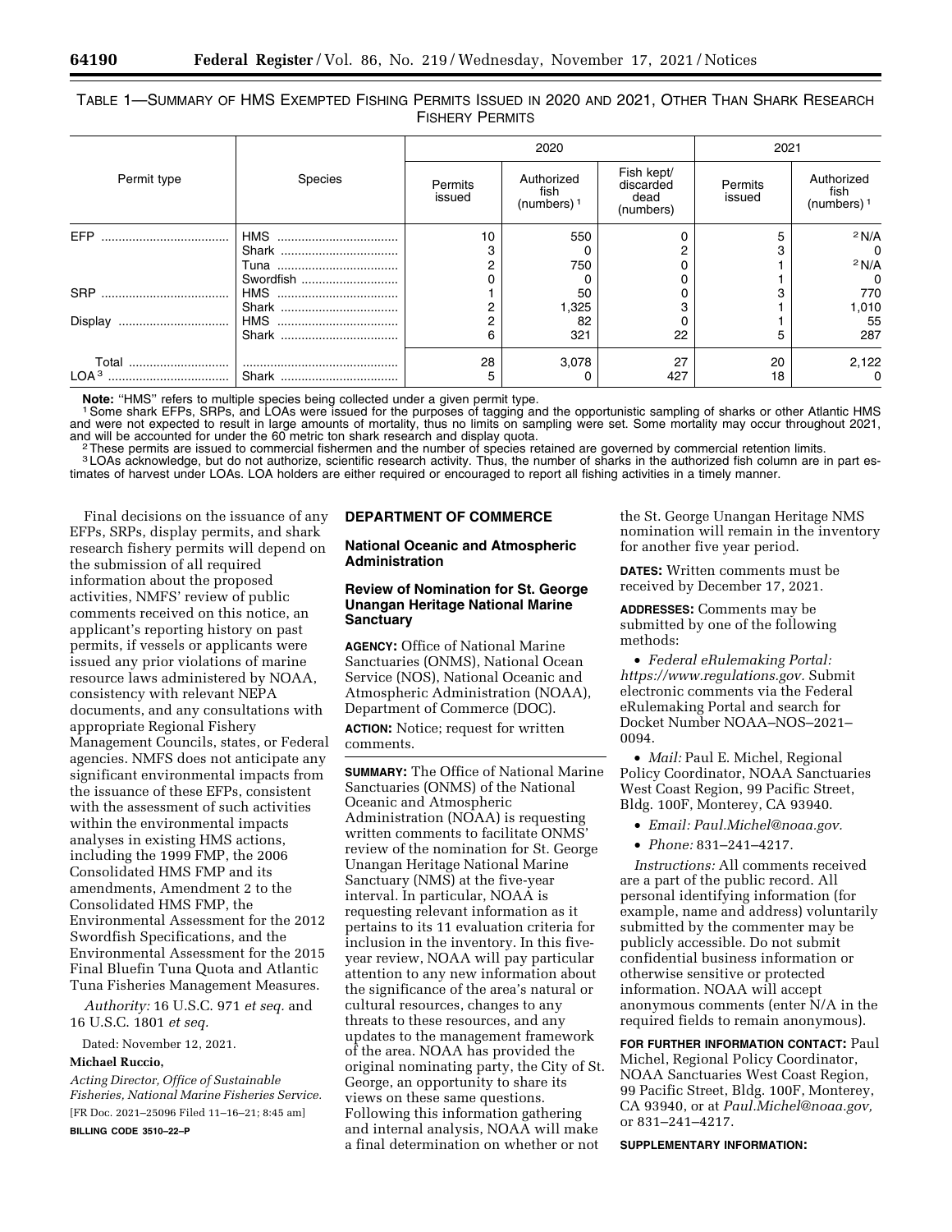TABLE 1—SUMMARY OF HMS EXEMPTED FISHING PERMITS ISSUED IN 2020 AND 2021, OTHER THAN SHARK RESEARCH FISHERY PERMITS

| Permit type | Species | 2020 | | | 2021 | |
|---|---|---|---|---|---|---|
| | | Permits issued | Authorized fish (numbers) [1] | Fish kept/discarded dead (numbers) | Permits issued | Authorized fish (numbers) [1] |
| EFP | HMS | 10 | 550 | 0 | 5 | [2] N/A |
| | Shark | 3 | 0 | 2 | 3 | 0 |
| | Tuna | 2 | 750 | 0 | 1 | [2] N/A |
| | Swordfish | 0 | 0 | 0 | 1 | 0 |
| SRP | HMS | 1 | 50 | 0 | 3 | 770 |
| | Shark | 2 | 1,325 | 3 | 1 | 1,010 |
| Display | HMS | 2 | 82 | 0 | 1 | 55 |
| | Shark | 6 | 321 | 22 | 5 | 287 |
| Total | | 28 | 3,078 | 27 | 20 | 2,122 |
| LOA [3] | Shark | 5 | 0 | 427 | 18 | 0 |

**Note:** "HMS" refers to multiple species being collected under a given permit type.

[1] Some shark EFPs, SRPs, and LOAs were issued for the purposes of tagging and the opportunistic sampling of sharks or other Atlantic HMS and were not expected to result in large amounts of mortality, thus no limits on sampling were set. Some mortality may occur throughout 2021, and will be accounted for under the 60 metric ton shark research and display quota.

[2] These permits are issued to commercial fishermen and the number of species retained are governed by commercial retention limits.

[3] LOAs acknowledge, but do not authorize, scientific research activity. Thus, the number of sharks in the authorized fish column are in part estimates of harvest under LOAs. LOA holders are either required or encouraged to report all fishing activities in a timely manner.

Final decisions on the issuance of any EFPs, SRPs, display permits, and shark research fishery permits will depend on the submission of all required information about the proposed activities, NMFS' review of public comments received on this notice, an applicant's reporting history on past permits, if vessels or applicants were issued any prior violations of marine resource laws administered by NOAA, consistency with relevant NEPA documents, and any consultations with appropriate Regional Fishery Management Councils, states, or Federal agencies. NMFS does not anticipate any significant environmental impacts from the issuance of these EFPs, consistent with the assessment of such activities within the environmental impacts analyses in existing HMS actions, including the 1999 FMP, the 2006 Consolidated HMS FMP and its amendments, Amendment 2 to the Consolidated HMS FMP, the Environmental Assessment for the 2012 Swordfish Specifications, and the Environmental Assessment for the 2015 Final Bluefin Tuna Quota and Atlantic Tuna Fisheries Management Measures.

*Authority:* 16 U.S.C. 971 *et seq.* and 16 U.S.C. 1801 *et seq.*

Dated: November 12, 2021.

**Michael Ruccio,**

*Acting Director, Office of Sustainable Fisheries, National Marine Fisheries Service.*

[FR Doc. 2021–25096 Filed 11–16–21; 8:45 am]

**BILLING CODE 3510–22–P**

## DEPARTMENT OF COMMERCE

### National Oceanic and Atmospheric Administration

### Review of Nomination for St. George Unangan Heritage National Marine Sanctuary

**AGENCY:** Office of National Marine Sanctuaries (ONMS), National Ocean Service (NOS), National Oceanic and Atmospheric Administration (NOAA), Department of Commerce (DOC).

**ACTION:** Notice; request for written comments.

**SUMMARY:** The Office of National Marine Sanctuaries (ONMS) of the National Oceanic and Atmospheric Administration (NOAA) is requesting written comments to facilitate ONMS' review of the nomination for St. George Unangan Heritage National Marine Sanctuary (NMS) at the five-year interval. In particular, NOAA is requesting relevant information as it pertains to its 11 evaluation criteria for inclusion in the inventory. In this five-year review, NOAA will pay particular attention to any new information about the significance of the area's natural or cultural resources, changes to any threats to these resources, and any updates to the management framework of the area. NOAA has provided the original nominating party, the City of St. George, an opportunity to share its views on these same questions. Following this information gathering and internal analysis, NOAA will make a final determination on whether or not the St. George Unangan Heritage NMS nomination will remain in the inventory for another five year period.

**DATES:** Written comments must be received by December 17, 2021.

**ADDRESSES:** Comments may be submitted by one of the following methods:

- *Federal eRulemaking Portal: https://www.regulations.gov.* Submit electronic comments via the Federal eRulemaking Portal and search for Docket Number NOAA–NOS–2021–0094.
- *Mail:* Paul E. Michel, Regional Policy Coordinator, NOAA Sanctuaries West Coast Region, 99 Pacific Street, Bldg. 100F, Monterey, CA 93940.
- *Email: Paul.Michel@noaa.gov.*
- *Phone:* 831–241–4217.

*Instructions:* All comments received are a part of the public record. All personal identifying information (for example, name and address) voluntarily submitted by the commenter may be publicly accessible. Do not submit confidential business information or otherwise sensitive or protected information. NOAA will accept anonymous comments (enter N/A in the required fields to remain anonymous).

**FOR FURTHER INFORMATION CONTACT:** Paul Michel, Regional Policy Coordinator, NOAA Sanctuaries West Coast Region, 99 Pacific Street, Bldg. 100F, Monterey, CA 93940, or at *Paul.Michel@noaa.gov,* or 831–241–4217.

**SUPPLEMENTARY INFORMATION:**